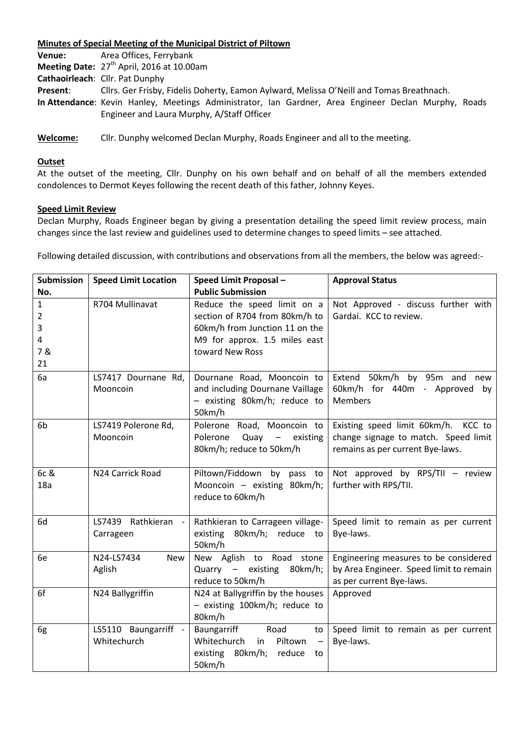**Minutes of Special Meeting of the Municipal District of Piltown**

**Venue:** Area Offices, Ferrybank

**Meeting Date:** 27th April, 2016 at 10.00am

**Cathaoirleach**: Cllr. Pat Dunphy

**Present**: Cllrs. Ger Frisby, Fidelis Doherty, Eamon Aylward, Melissa O'Neill and Tomas Breathnach.

**In Attendance**: Kevin Hanley, Meetings Administrator, Ian Gardner, Area Engineer Declan Murphy, Roads Engineer and Laura Murphy, A/Staff Officer

**Welcome:** Cllr. Dunphy welcomed Declan Murphy, Roads Engineer and all to the meeting.

**Outset**

At the outset of the meeting, Cllr. Dunphy on his own behalf and on behalf of all the members extended condolences to Dermot Keyes following the recent death of this father, Johnny Keyes.

**Speed Limit Review**

Declan Murphy, Roads Engineer began by giving a presentation detailing the speed limit review process, main changes since the last review and guidelines used to determine changes to speed limits – see attached.

Following detailed discussion, with contributions and observations from all the members, the below was agreed:-

| Submission No. | Speed Limit Location | Speed Limit Proposal – Public Submission | Approval Status |
|---|---|---|---|
| 1<br>2<br>3<br>4<br>7 &<br>21 | R704 Mullinavat | Reduce the speed limit on a section of R704 from 80km/h to 60km/h from Junction 11 on the M9 for approx. 1.5 miles east toward New Ross | Not Approved - discuss further with Gardaí. KCC to review. |
| 6a | LS7417 Dournane Rd, Mooncoin | Dournane Road, Mooncoin to and including Dournane Vaillage – existing 80km/h; reduce to 50km/h | Extend 50km/h by 95m and new 60km/h for 440m - Approved by Members |
| 6b | LS7419 Polerone Rd, Mooncoin | Polerone Road, Mooncoin to Polerone Quay – existing 80km/h; reduce to 50km/h | Existing speed limit 60km/h. KCC to change signage to match. Speed limit remains as per current Bye-laws. |
| 6c &<br>18a | N24 Carrick Road | Piltown/Fiddown by pass to Mooncoin – existing 80km/h; reduce to 60km/h | Not approved by RPS/TII – review further with RPS/TII. |
| 6d | LS7439 Rathkieran - Carrageen | Rathkieran to Carrageen village- existing 80km/h; reduce to 50km/h | Speed limit to remain as per current Bye-laws. |
| 6e | N24-LS7434 New Aglish | New Aglish to Road stone Quarry – existing 80km/h; reduce to 50km/h | Engineering measures to be considered by Area Engineer. Speed limit to remain as per current Bye-laws. |
| 6f | N24 Ballygriffin | N24 at Ballygriffin by the houses – existing 100km/h; reduce to 80km/h | Approved |
| 6g | LS5110 Baungarriff - Whitechurch | Baungarriff Road to Whitechurch in Piltown – existing 80km/h; reduce to 50km/h | Speed limit to remain as per current Bye-laws. |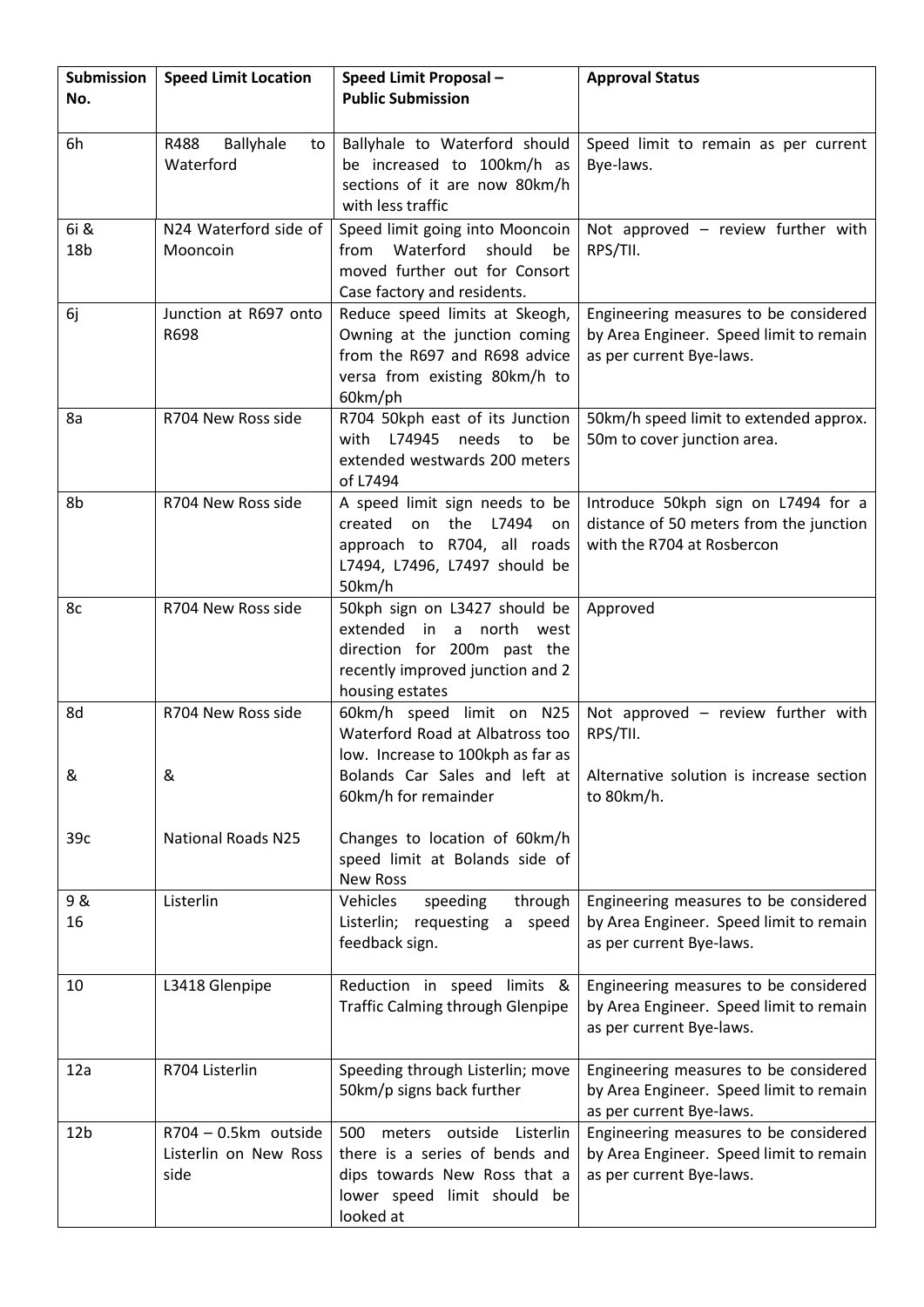| Submission No. | Speed Limit Location | Speed Limit Proposal – Public Submission | Approval Status |
|---|---|---|---|
| 6h | R488 Ballyhale to Waterford | Ballyhale to Waterford should be increased to 100km/h as sections of it are now 80km/h with less traffic | Speed limit to remain as per current Bye-laws. |
| 6i & 18b | N24 Waterford side of Mooncoin | Speed limit going into Mooncoin from Waterford should be moved further out for Consort Case factory and residents. | Not approved – review further with RPS/TII. |
| 6j | Junction at R697 onto R698 | Reduce speed limits at Skeogh, Owning at the junction coming from the R697 and R698 advice versa from existing 80km/h to 60km/ph | Engineering measures to be considered by Area Engineer. Speed limit to remain as per current Bye-laws. |
| 8a | R704 New Ross side | R704 50kph east of its Junction with L74945 needs to be extended westwards 200 meters of L7494 | 50km/h speed limit to extended approx. 50m to cover junction area. |
| 8b | R704 New Ross side | A speed limit sign needs to be created on the L7494 on approach to R704, all roads L7494, L7496, L7497 should be 50km/h | Introduce 50kph sign on L7494 for a distance of 50 meters from the junction with the R704 at Rosbercon |
| 8c | R704 New Ross side | 50kph sign on L3427 should be extended in a north west direction for 200m past the recently improved junction and 2 housing estates | Approved |
| 8d<br><br>&<br><br>39c | R704 New Ross side<br><br>&<br><br>National Roads N25 | 60km/h speed limit on N25 Waterford Road at Albatross too low. Increase to 100kph as far as Bolands Car Sales and left at 60km/h for remainder<br><br>Changes to location of 60km/h speed limit at Bolands side of New Ross | Not approved – review further with RPS/TII.<br><br>Alternative solution is increase section to 80km/h. |
| 9 & 16 | Listerlin | Vehicles speeding through Listerlin; requesting a speed feedback sign. | Engineering measures to be considered by Area Engineer. Speed limit to remain as per current Bye-laws. |
| 10 | L3418 Glenpipe | Reduction in speed limits & Traffic Calming through Glenpipe | Engineering measures to be considered by Area Engineer. Speed limit to remain as per current Bye-laws. |
| 12a | R704 Listerlin | Speeding through Listerlin; move 50km/p signs back further | Engineering measures to be considered by Area Engineer. Speed limit to remain as per current Bye-laws. |
| 12b | R704 – 0.5km outside Listerlin on New Ross side | 500 meters outside Listerlin there is a series of bends and dips towards New Ross that a lower speed limit should be looked at | Engineering measures to be considered by Area Engineer. Speed limit to remain as per current Bye-laws. |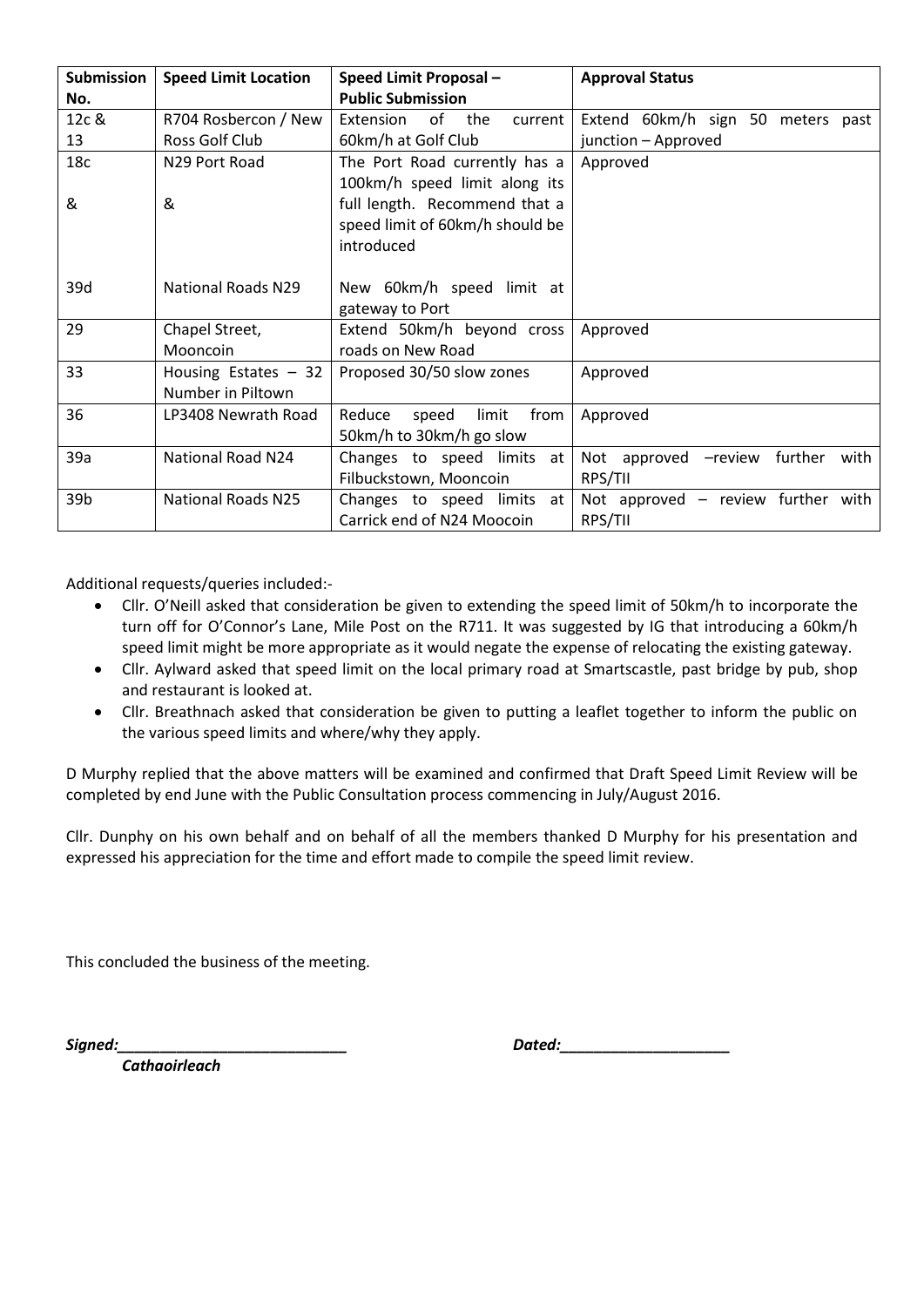| Submission No. | Speed Limit Location | Speed Limit Proposal – Public Submission | Approval Status |
|---|---|---|---|
| 12c & 13 | R704 Rosbercon / New Ross Golf Club | Extension of the current 60km/h at Golf Club | Extend 60km/h sign 50 meters past junction – Approved |
| 18c<br><br>&<br><br>39d | N29 Port Road<br><br>&<br><br>National Roads N29 | The Port Road currently has a 100km/h speed limit along its full length. Recommend that a speed limit of 60km/h should be introduced<br><br>New 60km/h speed limit at gateway to Port | Approved |
| 29 | Chapel Street, Mooncoin | Extend 50km/h beyond cross roads on New Road | Approved |
| 33 | Housing Estates – 32 Number in Piltown | Proposed 30/50 slow zones | Approved |
| 36 | LP3408 Newrath Road | Reduce speed limit from 50km/h to 30km/h go slow | Approved |
| 39a | National Road N24 | Changes to speed limits at Filbuckstown, Mooncoin | Not approved –review further with RPS/TII |
| 39b | National Roads N25 | Changes to speed limits at Carrick end of N24 Moocoin | Not approved – review further with RPS/TII |

Additional requests/queries included:-

- Cllr. O'Neill asked that consideration be given to extending the speed limit of 50km/h to incorporate the turn off for O'Connor's Lane, Mile Post on the R711. It was suggested by IG that introducing a 60km/h speed limit might be more appropriate as it would negate the expense of relocating the existing gateway.
- Cllr. Aylward asked that speed limit on the local primary road at Smartscastle, past bridge by pub, shop and restaurant is looked at.
- Cllr. Breathnach asked that consideration be given to putting a leaflet together to inform the public on the various speed limits and where/why they apply.

D Murphy replied that the above matters will be examined and confirmed that Draft Speed Limit Review will be completed by end June with the Public Consultation process commencing in July/August 2016.

Cllr. Dunphy on his own behalf and on behalf of all the members thanked D Murphy for his presentation and expressed his appreciation for the time and effort made to compile the speed limit review.

This concluded the business of the meeting.

***Signed:___________________________*** ***Dated:____________________***

***Cathaoirleach***